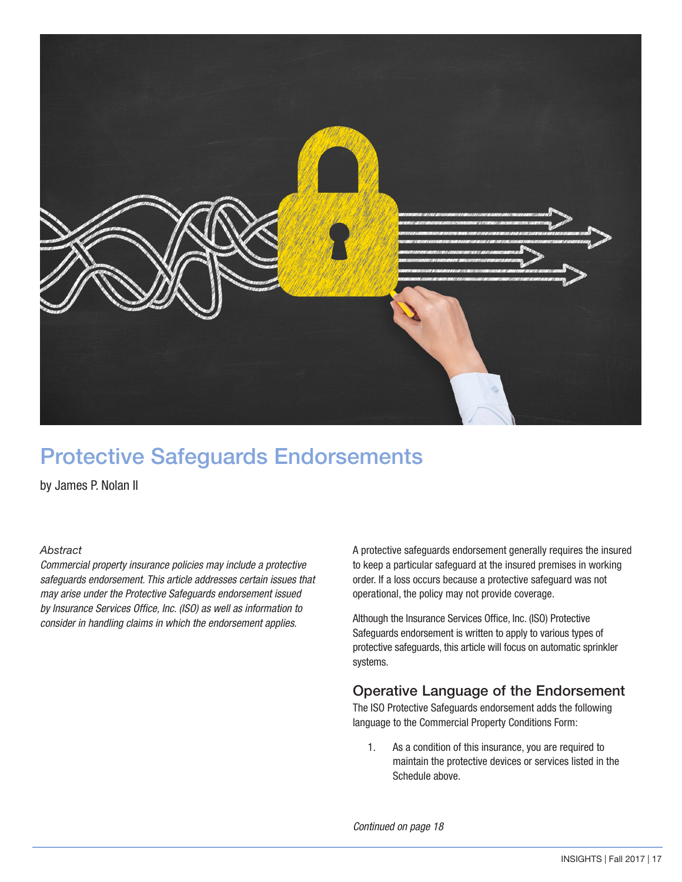# Protective Safeguards Endorsements

by James P. Nolan II

*Abstract*

*Commercial property insurance policies may include a protective safeguards endorsement. This article addresses certain issues that may arise under the Protective Safeguards endorsement issued by Insurance Services Office, Inc. (ISO) as well as information to consider in handling claims in which the endorsement applies.*

A protective safeguards endorsement generally requires the insured to keep a particular safeguard at the insured premises in working order. If a loss occurs because a protective safeguard was not operational, the policy may not provide coverage.

Although the Insurance Services Office, Inc. (ISO) Protective Safeguards endorsement is written to apply to various types of protective safeguards, this article will focus on automatic sprinkler systems.

## Operative Language of the Endorsement

The ISO Protective Safeguards endorsement adds the following language to the Commercial Property Conditions Form:

1. As a condition of this insurance, you are required to maintain the protective devices or services listed in the Schedule above.

*Continued on page 18*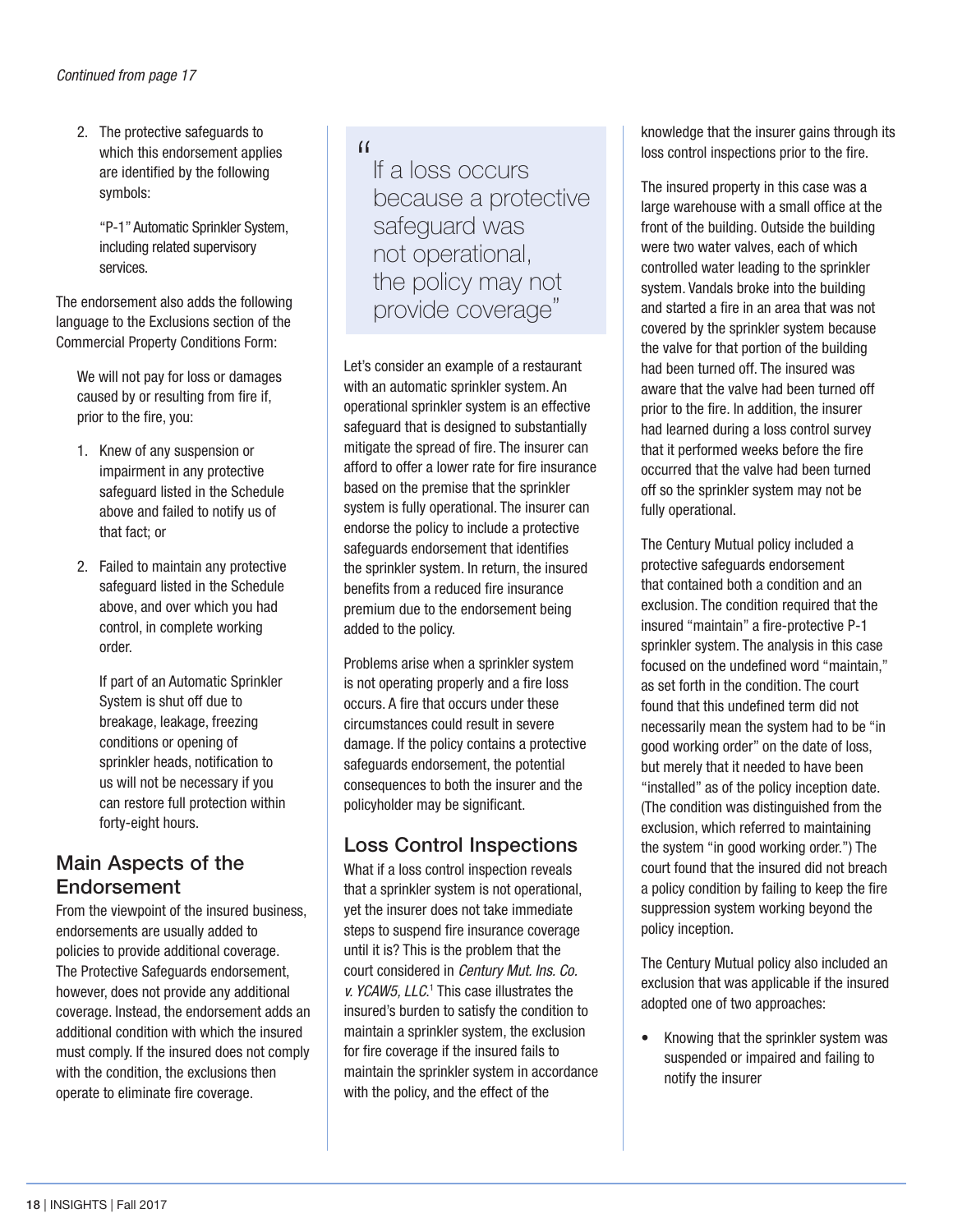*Continued from page 17*

2. The protective safeguards to which this endorsement applies are identified by the following symbols:

   "P-1" Automatic Sprinkler System, including related supervisory services.

The endorsement also adds the following language to the Exclusions section of the Commercial Property Conditions Form:

> We will not pay for loss or damages caused by or resulting from fire if, prior to the fire, you:
>
> 1. Knew of any suspension or impairment in any protective safeguard listed in the Schedule above and failed to notify us of that fact; or
> 2. Failed to maintain any protective safeguard listed in the Schedule above, and over which you had control, in complete working order.
>
>    If part of an Automatic Sprinkler System is shut off due to breakage, leakage, freezing conditions or opening of sprinkler heads, notification to us will not be necessary if you can restore full protection within forty-eight hours.

## Main Aspects of the Endorsement

From the viewpoint of the insured business, endorsements are usually added to policies to provide additional coverage. The Protective Safeguards endorsement, however, does not provide any additional coverage. Instead, the endorsement adds an additional condition with which the insured must comply. If the insured does not comply with the condition, the exclusions then operate to eliminate fire coverage.

> "If a loss occurs because a protective safeguard was not operational, the policy may not provide coverage"

Let's consider an example of a restaurant with an automatic sprinkler system. An operational sprinkler system is an effective safeguard that is designed to substantially mitigate the spread of fire. The insurer can afford to offer a lower rate for fire insurance based on the premise that the sprinkler system is fully operational. The insurer can endorse the policy to include a protective safeguards endorsement that identifies the sprinkler system. In return, the insured benefits from a reduced fire insurance premium due to the endorsement being added to the policy.

Problems arise when a sprinkler system is not operating properly and a fire loss occurs. A fire that occurs under these circumstances could result in severe damage. If the policy contains a protective safeguards endorsement, the potential consequences to both the insurer and the policyholder may be significant.

## Loss Control Inspections

What if a loss control inspection reveals that a sprinkler system is not operational, yet the insurer does not take immediate steps to suspend fire insurance coverage until it is? This is the problem that the court considered in *Century Mut. Ins. Co. v. YCAW5, LLC.*[1] This case illustrates the insured's burden to satisfy the condition to maintain a sprinkler system, the exclusion for fire coverage if the insured fails to maintain the sprinkler system in accordance with the policy, and the effect of the knowledge that the insurer gains through its loss control inspections prior to the fire.

The insured property in this case was a large warehouse with a small office at the front of the building. Outside the building were two water valves, each of which controlled water leading to the sprinkler system. Vandals broke into the building and started a fire in an area that was not covered by the sprinkler system because the valve for that portion of the building had been turned off. The insured was aware that the valve had been turned off prior to the fire. In addition, the insurer had learned during a loss control survey that it performed weeks before the fire occurred that the valve had been turned off so the sprinkler system may not be fully operational.

The Century Mutual policy included a protective safeguards endorsement that contained both a condition and an exclusion. The condition required that the insured "maintain" a fire-protective P-1 sprinkler system. The analysis in this case focused on the undefined word "maintain," as set forth in the condition. The court found that this undefined term did not necessarily mean the system had to be "in good working order" on the date of loss, but merely that it needed to have been "installed" as of the policy inception date. (The condition was distinguished from the exclusion, which referred to maintaining the system "in good working order.") The court found that the insured did not breach a policy condition by failing to keep the fire suppression system working beyond the policy inception.

The Century Mutual policy also included an exclusion that was applicable if the insured adopted one of two approaches:

- Knowing that the sprinkler system was suspended or impaired and failing to notify the insurer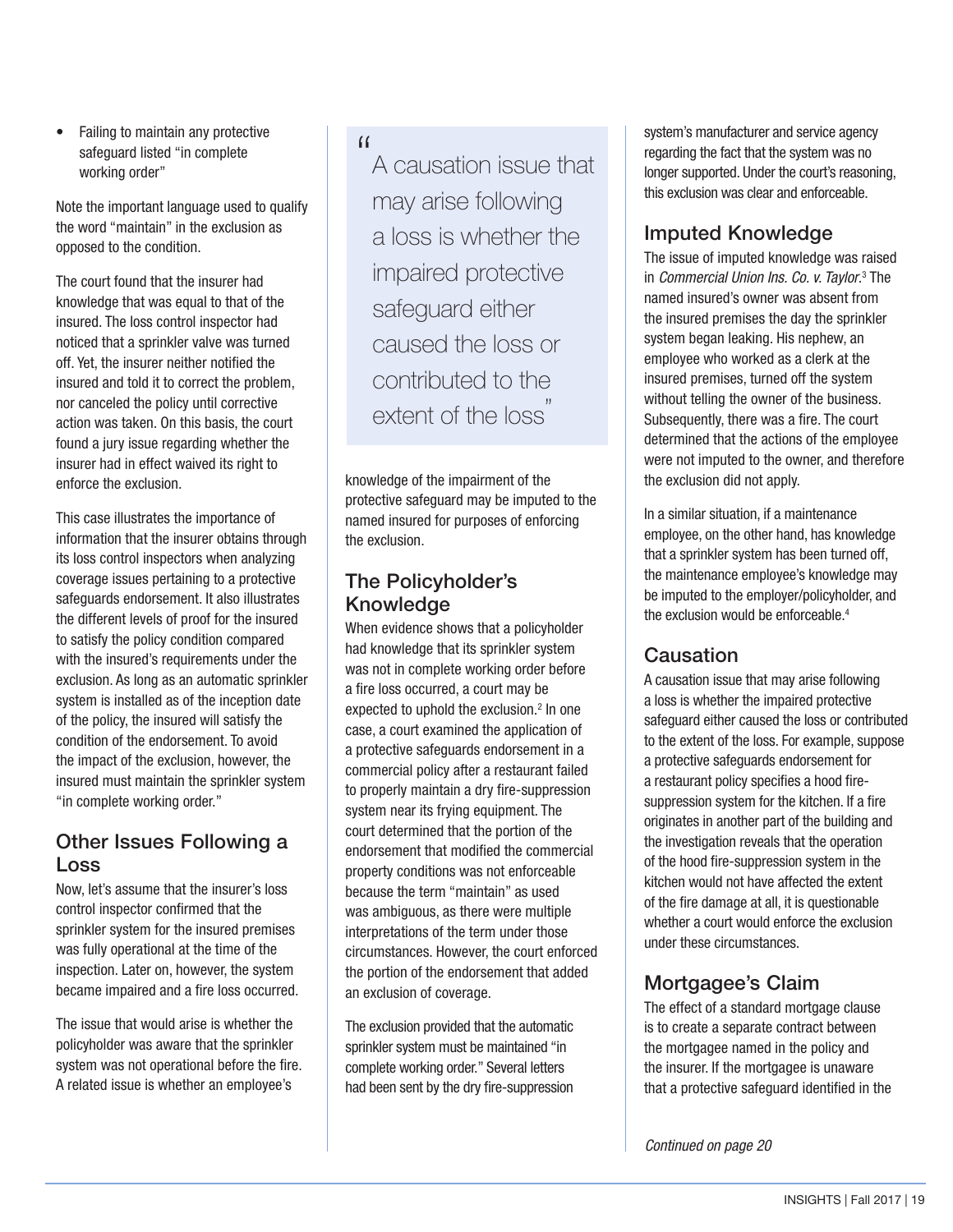- Failing to maintain any protective safeguard listed "in complete working order"

Note the important language used to qualify the word "maintain" in the exclusion as opposed to the condition.

The court found that the insurer had knowledge that was equal to that of the insured. The loss control inspector had noticed that a sprinkler valve was turned off. Yet, the insurer neither notified the insured and told it to correct the problem, nor canceled the policy until corrective action was taken. On this basis, the court found a jury issue regarding whether the insurer had in effect waived its right to enforce the exclusion.

This case illustrates the importance of information that the insurer obtains through its loss control inspectors when analyzing coverage issues pertaining to a protective safeguards endorsement. It also illustrates the different levels of proof for the insured to satisfy the policy condition compared with the insured's requirements under the exclusion. As long as an automatic sprinkler system is installed as of the inception date of the policy, the insured will satisfy the condition of the endorsement. To avoid the impact of the exclusion, however, the insured must maintain the sprinkler system "in complete working order."

## Other Issues Following a Loss

Now, let's assume that the insurer's loss control inspector confirmed that the sprinkler system for the insured premises was fully operational at the time of the inspection. Later on, however, the system became impaired and a fire loss occurred.

The issue that would arise is whether the policyholder was aware that the sprinkler system was not operational before the fire. A related issue is whether an employee's knowledge of the impairment of the protective safeguard may be imputed to the named insured for purposes of enforcing the exclusion.

> "A causation issue that may arise following a loss is whether the impaired protective safeguard either caused the loss or contributed to the extent of the loss"

## The Policyholder's Knowledge

When evidence shows that a policyholder had knowledge that its sprinkler system was not in complete working order before a fire loss occurred, a court may be expected to uphold the exclusion.[2] In one case, a court examined the application of a protective safeguards endorsement in a commercial policy after a restaurant failed to properly maintain a dry fire-suppression system near its frying equipment. The court determined that the portion of the endorsement that modified the commercial property conditions was not enforceable because the term "maintain" as used was ambiguous, as there were multiple interpretations of the term under those circumstances. However, the court enforced the portion of the endorsement that added an exclusion of coverage.

The exclusion provided that the automatic sprinkler system must be maintained "in complete working order." Several letters had been sent by the dry fire-suppression system's manufacturer and service agency regarding the fact that the system was no longer supported. Under the court's reasoning, this exclusion was clear and enforceable.

## Imputed Knowledge

The issue of imputed knowledge was raised in *Commercial Union Ins. Co. v. Taylor*.[3] The named insured's owner was absent from the insured premises the day the sprinkler system began leaking. His nephew, an employee who worked as a clerk at the insured premises, turned off the system without telling the owner of the business. Subsequently, there was a fire. The court determined that the actions of the employee were not imputed to the owner, and therefore the exclusion did not apply.

In a similar situation, if a maintenance employee, on the other hand, has knowledge that a sprinkler system has been turned off, the maintenance employee's knowledge may be imputed to the employer/policyholder, and the exclusion would be enforceable.[4]

## Causation

A causation issue that may arise following a loss is whether the impaired protective safeguard either caused the loss or contributed to the extent of the loss. For example, suppose a protective safeguards endorsement for a restaurant policy specifies a hood fire-suppression system for the kitchen. If a fire originates in another part of the building and the investigation reveals that the operation of the hood fire-suppression system in the kitchen would not have affected the extent of the fire damage at all, it is questionable whether a court would enforce the exclusion under these circumstances.

## Mortgagee's Claim

The effect of a standard mortgage clause is to create a separate contract between the mortgagee named in the policy and the insurer. If the mortgagee is unaware that a protective safeguard identified in the

*Continued on page 20*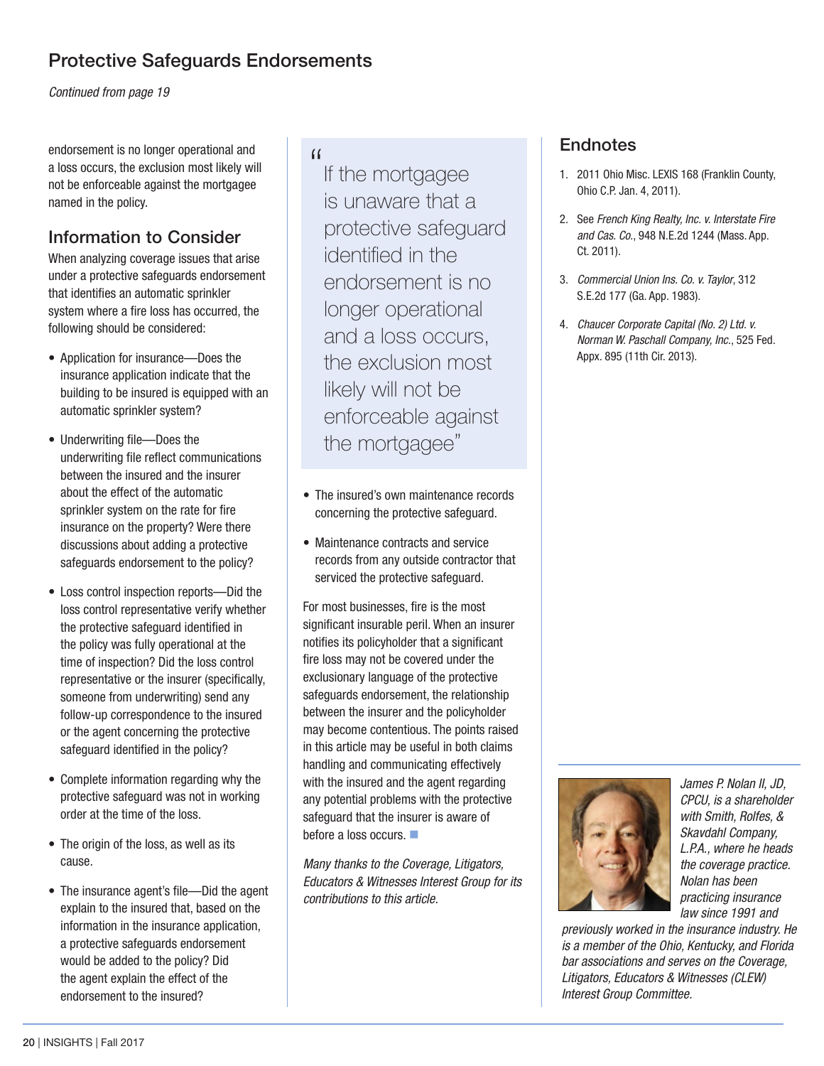## Protective Safeguards Endorsements

*Continued from page 19*

endorsement is no longer operational and a loss occurs, the exclusion most likely will not be enforceable against the mortgagee named in the policy.

### Information to Consider

When analyzing coverage issues that arise under a protective safeguards endorsement that identifies an automatic sprinkler system where a fire loss has occurred, the following should be considered:

- Application for insurance—Does the insurance application indicate that the building to be insured is equipped with an automatic sprinkler system?
- Underwriting file—Does the underwriting file reflect communications between the insured and the insurer about the effect of the automatic sprinkler system on the rate for fire insurance on the property? Were there discussions about adding a protective safeguards endorsement to the policy?
- Loss control inspection reports—Did the loss control representative verify whether the protective safeguard identified in the policy was fully operational at the time of inspection? Did the loss control representative or the insurer (specifically, someone from underwriting) send any follow-up correspondence to the insured or the agent concerning the protective safeguard identified in the policy?
- Complete information regarding why the protective safeguard was not in working order at the time of the loss.
- The origin of the loss, as well as its cause.
- The insurance agent's file—Did the agent explain to the insured that, based on the information in the insurance application, a protective safeguards endorsement would be added to the policy? Did the agent explain the effect of the endorsement to the insured?

> "If the mortgagee is unaware that a protective safeguard identified in the endorsement is no longer operational and a loss occurs, the exclusion most likely will not be enforceable against the mortgagee"

- The insured's own maintenance records concerning the protective safeguard.
- Maintenance contracts and service records from any outside contractor that serviced the protective safeguard.

For most businesses, fire is the most significant insurable peril. When an insurer notifies its policyholder that a significant fire loss may not be covered under the exclusionary language of the protective safeguards endorsement, the relationship between the insurer and the policyholder may become contentious. The points raised in this article may be useful in both claims handling and communicating effectively with the insured and the agent regarding any potential problems with the protective safeguard that the insurer is aware of before a loss occurs.

*Many thanks to the Coverage, Litigators, Educators & Witnesses Interest Group for its contributions to this article.*

### Endnotes

1. 2011 Ohio Misc. LEXIS 168 (Franklin County, Ohio C.P. Jan. 4, 2011).
2. See *French King Realty, Inc. v. Interstate Fire and Cas. Co.*, 948 N.E.2d 1244 (Mass. App. Ct. 2011).
3. *Commercial Union Ins. Co. v. Taylor*, 312 S.E.2d 177 (Ga. App. 1983).
4. *Chaucer Corporate Capital (No. 2) Ltd. v. Norman W. Paschall Company, Inc.*, 525 Fed. Appx. 895 (11th Cir. 2013).

*James P. Nolan II, JD, CPCU, is a shareholder with Smith, Rolfes, & Skavdahl Company, L.P.A., where he heads the coverage practice. Nolan has been practicing insurance law since 1991 and previously worked in the insurance industry. He is a member of the Ohio, Kentucky, and Florida bar associations and serves on the Coverage, Litigators, Educators & Witnesses (CLEW) Interest Group Committee.*